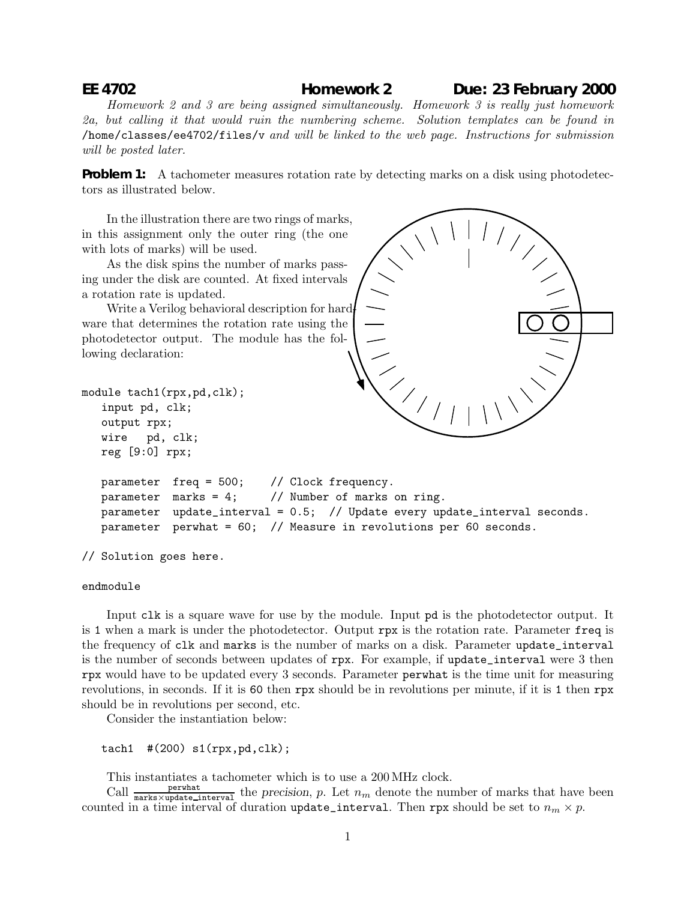**EE 4702** **Homework 2** **Due: 23 February 2000**

*Homework 2 and 3 are being assigned simultaneously. Homework 3 is really just homework 2a, but calling it that would ruin the numbering scheme. Solution templates can be found in* /home/classes/ee4702/files/v *and will be linked to the web page. Instructions for submission will be posted later.*

**Problem 1:** A tachometer measures rotation rate by detecting marks on a disk using photodetectors as illustrated below.

In the illustration there are two rings of marks, in this assignment only the outer ring (the one with lots of marks) will be used.

As the disk spins the number of marks passing under the disk are counted. At fixed intervals a rotation rate is updated.

Write a Verilog behavioral description for hardware that determines the rotation rate using the photodetector output. The module has the following declaration:

```
module tach1(rpx,pd,clk);
   input pd, clk;
   output rpx;
   wire   pd, clk;
   reg [9:0] rpx;

   parameter  freq = 500;    // Clock frequency.
   parameter  marks = 4;     // Number of marks on ring.
   parameter  update_interval = 0.5;  // Update every update_interval seconds.
   parameter  perwhat = 60;  // Measure in revolutions per 60 seconds.

// Solution goes here.

endmodule
```

Input clk is a square wave for use by the module. Input pd is the photodetector output. It is 1 when a mark is under the photodetector. Output rpx is the rotation rate. Parameter freq is the frequency of clk and marks is the number of marks on a disk. Parameter update_interval is the number of seconds between updates of rpx. For example, if update_interval were 3 then rpx would have to be updated every 3 seconds. Parameter perwhat is the time unit for measuring revolutions, in seconds. If it is 60 then rpx should be in revolutions per minute, if it is 1 then rpx should be in revolutions per second, etc.

Consider the instantiation below:

```
tach1  #(200) s1(rpx,pd,clk);
```

This instantiates a tachometer which is to use a 200 MHz clock.

Call $\frac{\texttt{perwhat}}{\texttt{marks} \times \texttt{update\_interval}}$ the *precision*, $p$. Let $n_m$ denote the number of marks that have been counted in a time interval of duration update_interval. Then rpx should be set to $n_m \times p$.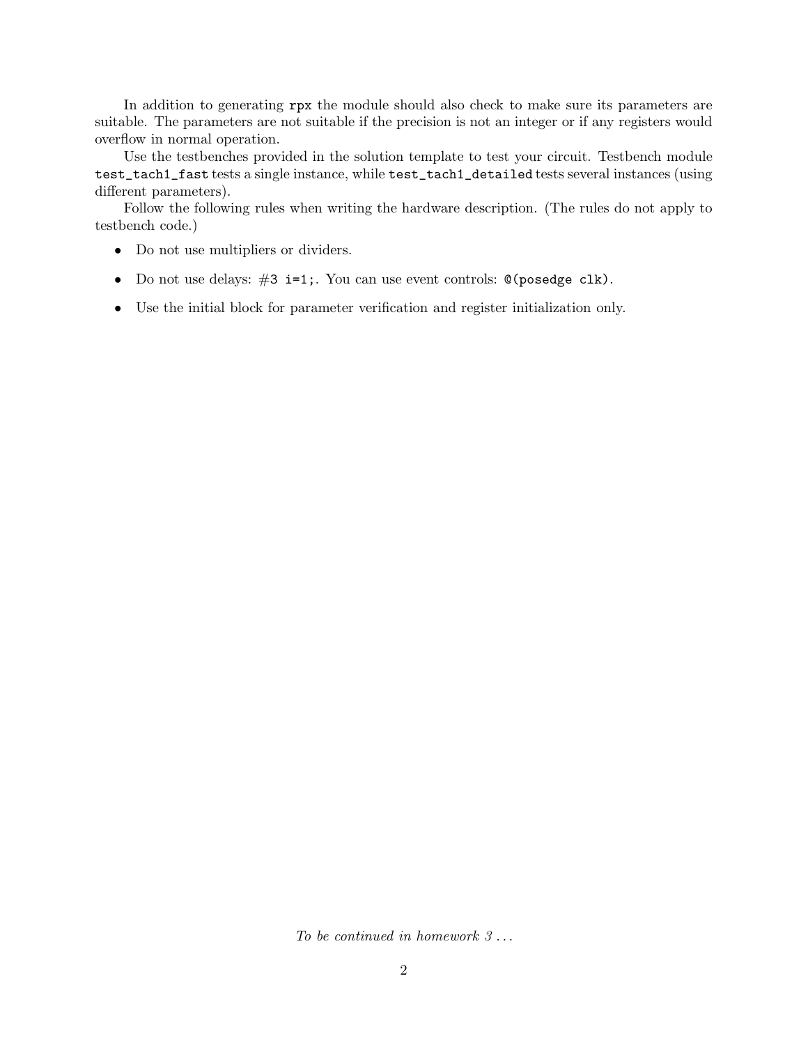In addition to generating `rpx` the module should also check to make sure its parameters are suitable. The parameters are not suitable if the precision is not an integer or if any registers would overflow in normal operation.

Use the testbenches provided in the solution template to test your circuit. Testbench module `test_tach1_fast` tests a single instance, while `test_tach1_detailed` tests several instances (using different parameters).

Follow the following rules when writing the hardware description. (The rules do not apply to testbench code.)

- Do not use multipliers or dividers.
- Do not use delays: `#3 i=1;`. You can use event controls: `@(posedge clk)`.
- Use the initial block for parameter verification and register initialization only.

*To be continued in homework 3 . . .*